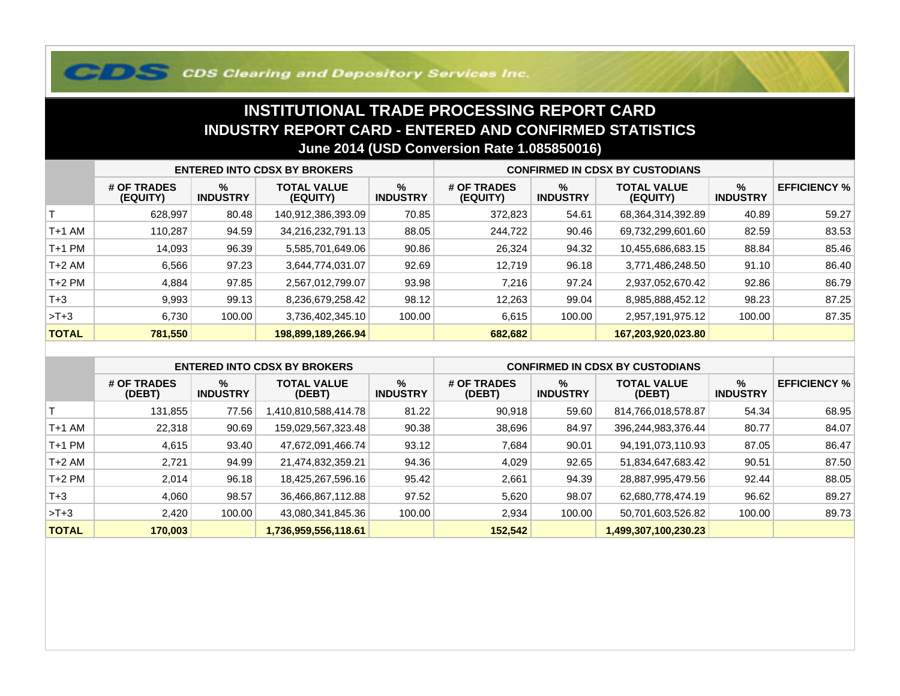CDS Clearing and Depository Services Inc.

# INSTITUTIONAL TRADE PROCESSING REPORT CARD

## INDUSTRY REPORT CARD - ENTERED AND CONFIRMED STATISTICS

### June 2014 (USD Conversion Rate 1.085850016)

| | ENTERED INTO CDSX BY BROKERS | | | | CONFIRMED IN CDSX BY CUSTODIANS | | | | |
|---|---|---|---|---|---|---|---|---|---|
| | # OF TRADES (EQUITY) | % INDUSTRY | TOTAL VALUE (EQUITY) | % INDUSTRY | # OF TRADES (EQUITY) | % INDUSTRY | TOTAL VALUE (EQUITY) | % INDUSTRY | EFFICIENCY % |
| T | 628,997 | 80.48 | 140,912,386,393.09 | 70.85 | 372,823 | 54.61 | 68,364,314,392.89 | 40.89 | 59.27 |
| T+1 AM | 110,287 | 94.59 | 34,216,232,791.13 | 88.05 | 244,722 | 90.46 | 69,732,299,601.60 | 82.59 | 83.53 |
| T+1 PM | 14,093 | 96.39 | 5,585,701,649.06 | 90.86 | 26,324 | 94.32 | 10,455,686,683.15 | 88.84 | 85.46 |
| T+2 AM | 6,566 | 97.23 | 3,644,774,031.07 | 92.69 | 12,719 | 96.18 | 3,771,486,248.50 | 91.10 | 86.40 |
| T+2 PM | 4,884 | 97.85 | 2,567,012,799.07 | 93.98 | 7,216 | 97.24 | 2,937,052,670.42 | 92.86 | 86.79 |
| T+3 | 9,993 | 99.13 | 8,236,679,258.42 | 98.12 | 12,263 | 99.04 | 8,985,888,452.12 | 98.23 | 87.25 |
| >T+3 | 6,730 | 100.00 | 3,736,402,345.10 | 100.00 | 6,615 | 100.00 | 2,957,191,975.12 | 100.00 | 87.35 |
| **TOTAL** | **781,550** | | **198,899,189,266.94** | | **682,682** | | **167,203,920,023.80** | | |

| | ENTERED INTO CDSX BY BROKERS | | | | CONFIRMED IN CDSX BY CUSTODIANS | | | | |
|---|---|---|---|---|---|---|---|---|---|
| | # OF TRADES (DEBT) | % INDUSTRY | TOTAL VALUE (DEBT) | % INDUSTRY | # OF TRADES (DEBT) | % INDUSTRY | TOTAL VALUE (DEBT) | % INDUSTRY | EFFICIENCY % |
| T | 131,855 | 77.56 | 1,410,810,588,414.78 | 81.22 | 90,918 | 59.60 | 814,766,018,578.87 | 54.34 | 68.95 |
| T+1 AM | 22,318 | 90.69 | 159,029,567,323.48 | 90.38 | 38,696 | 84.97 | 396,244,983,376.44 | 80.77 | 84.07 |
| T+1 PM | 4,615 | 93.40 | 47,672,091,466.74 | 93.12 | 7,684 | 90.01 | 94,191,073,110.93 | 87.05 | 86.47 |
| T+2 AM | 2,721 | 94.99 | 21,474,832,359.21 | 94.36 | 4,029 | 92.65 | 51,834,647,683.42 | 90.51 | 87.50 |
| T+2 PM | 2,014 | 96.18 | 18,425,267,596.16 | 95.42 | 2,661 | 94.39 | 28,887,995,479.56 | 92.44 | 88.05 |
| T+3 | 4,060 | 98.57 | 36,466,867,112.88 | 97.52 | 5,620 | 98.07 | 62,680,778,474.19 | 96.62 | 89.27 |
| >T+3 | 2,420 | 100.00 | 43,080,341,845.36 | 100.00 | 2,934 | 100.00 | 50,701,603,526.82 | 100.00 | 89.73 |
| **TOTAL** | **170,003** | | **1,736,959,556,118.61** | | **152,542** | | **1,499,307,100,230.23** | | |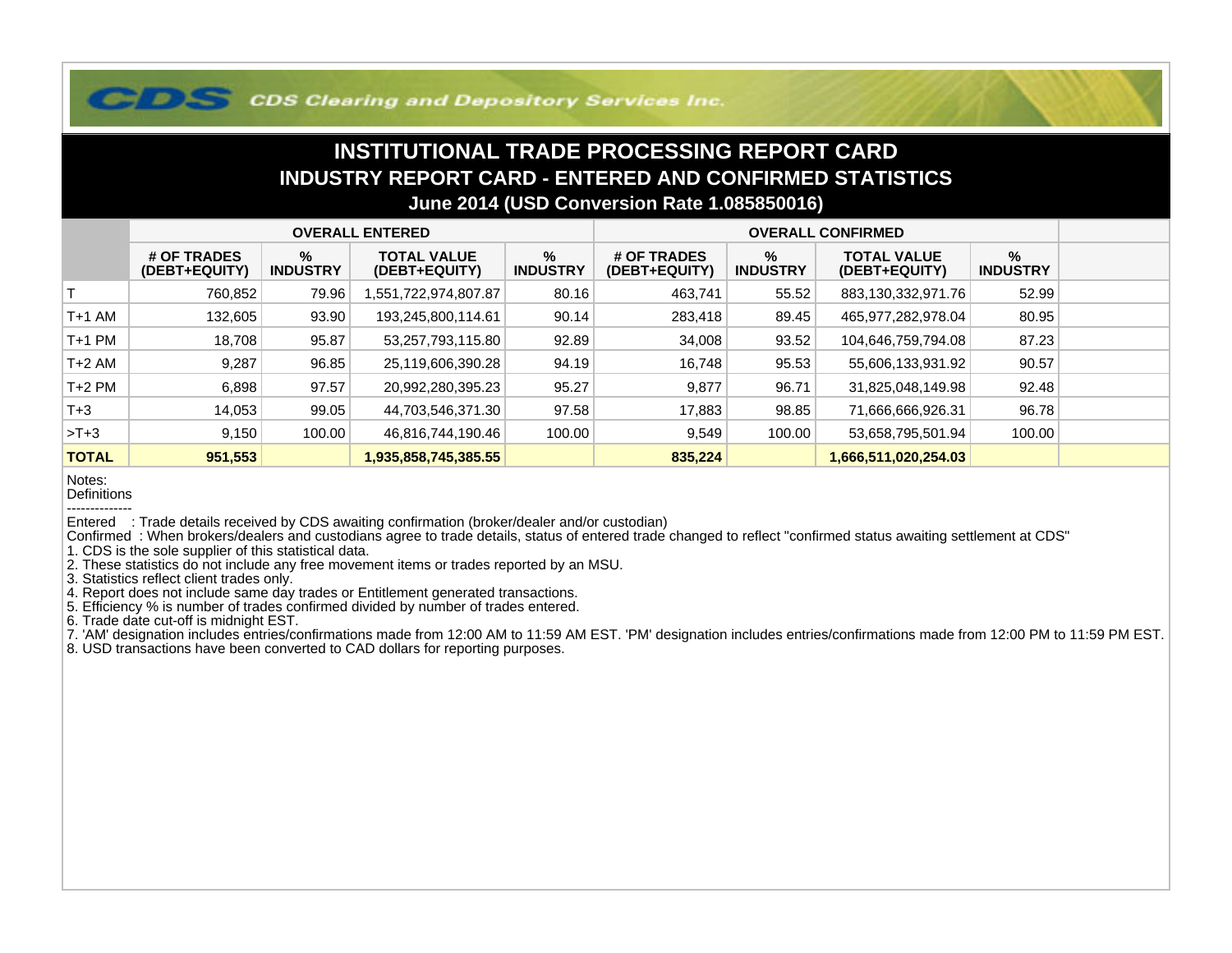CDS Clearing and Depository Services Inc.

# INSTITUTIONAL TRADE PROCESSING REPORT CARD

## INDUSTRY REPORT CARD - ENTERED AND CONFIRMED STATISTICS

### June 2014 (USD Conversion Rate 1.085850016)

| | OVERALL ENTERED | | | | OVERALL CONFIRMED | | | | |
|---|---|---|---|---|---|---|---|---|---|
| | # OF TRADES (DEBT+EQUITY) | % INDUSTRY | TOTAL VALUE (DEBT+EQUITY) | % INDUSTRY | # OF TRADES (DEBT+EQUITY) | % INDUSTRY | TOTAL VALUE (DEBT+EQUITY) | % INDUSTRY | |
| T | 760,852 | 79.96 | 1,551,722,974,807.87 | 80.16 | 463,741 | 55.52 | 883,130,332,971.76 | 52.99 | |
| T+1 AM | 132,605 | 93.90 | 193,245,800,114.61 | 90.14 | 283,418 | 89.45 | 465,977,282,978.04 | 80.95 | |
| T+1 PM | 18,708 | 95.87 | 53,257,793,115.80 | 92.89 | 34,008 | 93.52 | 104,646,759,794.08 | 87.23 | |
| T+2 AM | 9,287 | 96.85 | 25,119,606,390.28 | 94.19 | 16,748 | 95.53 | 55,606,133,931.92 | 90.57 | |
| T+2 PM | 6,898 | 97.57 | 20,992,280,395.23 | 95.27 | 9,877 | 96.71 | 31,825,048,149.98 | 92.48 | |
| T+3 | 14,053 | 99.05 | 44,703,546,371.30 | 97.58 | 17,883 | 98.85 | 71,666,666,926.31 | 96.78 | |
| >T+3 | 9,150 | 100.00 | 46,816,744,190.46 | 100.00 | 9,549 | 100.00 | 53,658,795,501.94 | 100.00 | |
| **TOTAL** | **951,553** | | **1,935,858,745,385.55** | | **835,224** | | **1,666,511,020,254.03** | | |

Notes:
Definitions
--------------
Entered : Trade details received by CDS awaiting confirmation (broker/dealer and/or custodian)
Confirmed : When brokers/dealers and custodians agree to trade details, status of entered trade changed to reflect "confirmed status awaiting settlement at CDS"
1. CDS is the sole supplier of this statistical data.
2. These statistics do not include any free movement items or trades reported by an MSU.
3. Statistics reflect client trades only.
4. Report does not include same day trades or Entitlement generated transactions.
5. Efficiency % is number of trades confirmed divided by number of trades entered.
6. Trade date cut-off is midnight EST.
7. 'AM' designation includes entries/confirmations made from 12:00 AM to 11:59 AM EST. 'PM' designation includes entries/confirmations made from 12:00 PM to 11:59 PM EST.
8. USD transactions have been converted to CAD dollars for reporting purposes.